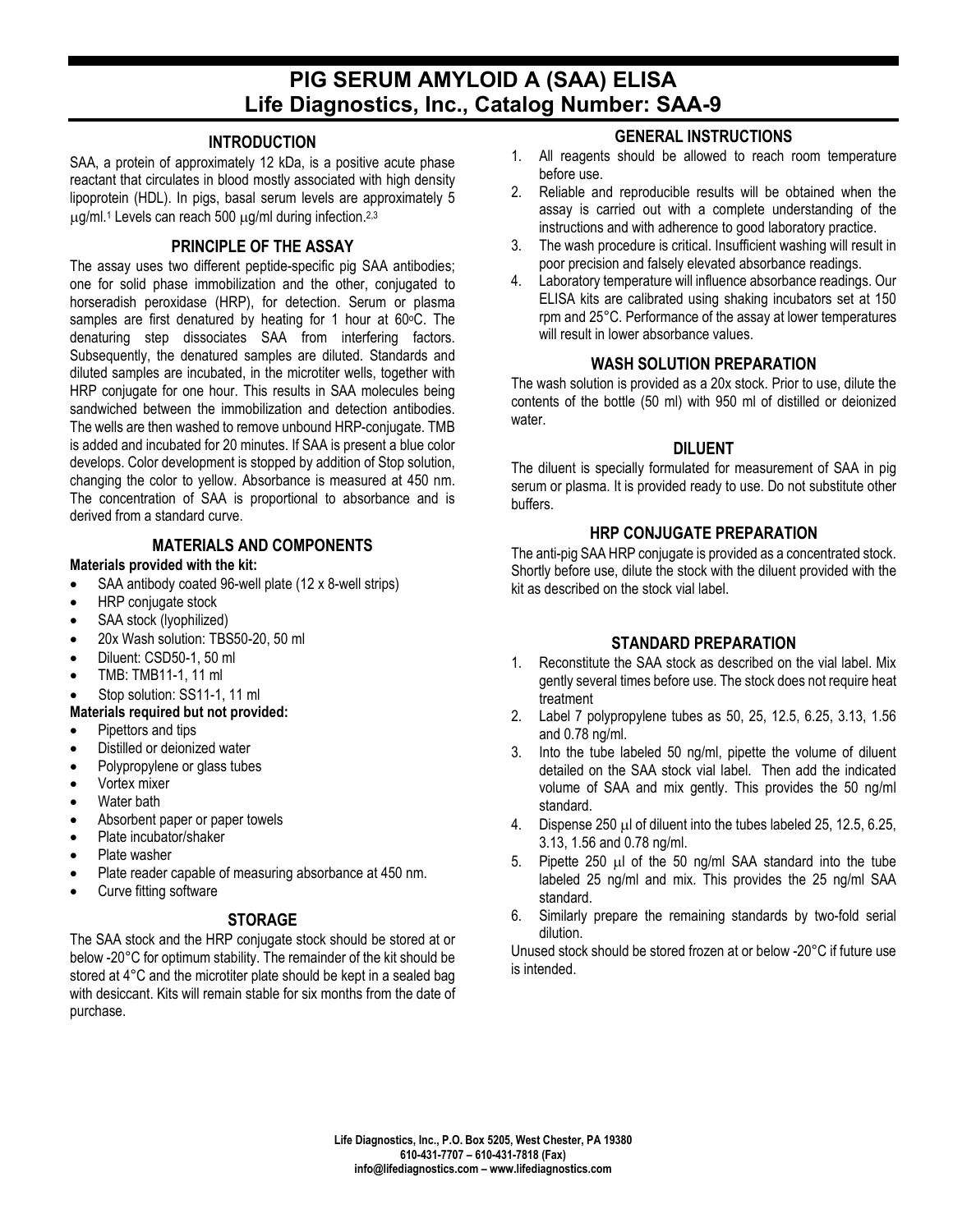# PIG SERUM AMYLOID A (SAA) ELISA
## Life Diagnostics, Inc., Catalog Number: SAA-9

### INTRODUCTION

SAA, a protein of approximately 12 kDa, is a positive acute phase reactant that circulates in blood mostly associated with high density lipoprotein (HDL). In pigs, basal serum levels are approximately 5 μg/ml.[1] Levels can reach 500 μg/ml during infection.[2,3]

### PRINCIPLE OF THE ASSAY

The assay uses two different peptide-specific pig SAA antibodies; one for solid phase immobilization and the other, conjugated to horseradish peroxidase (HRP), for detection. Serum or plasma samples are first denatured by heating for 1 hour at 60°C. The denaturing step dissociates SAA from interfering factors. Subsequently, the denatured samples are diluted. Standards and diluted samples are incubated, in the microtiter wells, together with HRP conjugate for one hour. This results in SAA molecules being sandwiched between the immobilization and detection antibodies. The wells are then washed to remove unbound HRP-conjugate. TMB is added and incubated for 20 minutes. If SAA is present a blue color develops. Color development is stopped by addition of Stop solution, changing the color to yellow. Absorbance is measured at 450 nm. The concentration of SAA is proportional to absorbance and is derived from a standard curve.

### MATERIALS AND COMPONENTS

**Materials provided with the kit:**

- SAA antibody coated 96-well plate (12 x 8-well strips)
- HRP conjugate stock
- SAA stock (lyophilized)
- 20x Wash solution: TBS50-20, 50 ml
- Diluent: CSD50-1, 50 ml
- TMB: TMB11-1, 11 ml
- Stop solution: SS11-1, 11 ml

**Materials required but not provided:**

- Pipettors and tips
- Distilled or deionized water
- Polypropylene or glass tubes
- Vortex mixer
- Water bath
- Absorbent paper or paper towels
- Plate incubator/shaker
- Plate washer
- Plate reader capable of measuring absorbance at 450 nm.
- Curve fitting software

### STORAGE

The SAA stock and the HRP conjugate stock should be stored at or below -20°C for optimum stability. The remainder of the kit should be stored at 4°C and the microtiter plate should be kept in a sealed bag with desiccant. Kits will remain stable for six months from the date of purchase.

### GENERAL INSTRUCTIONS

1. All reagents should be allowed to reach room temperature before use.
2. Reliable and reproducible results will be obtained when the assay is carried out with a complete understanding of the instructions and with adherence to good laboratory practice.
3. The wash procedure is critical. Insufficient washing will result in poor precision and falsely elevated absorbance readings.
4. Laboratory temperature will influence absorbance readings. Our ELISA kits are calibrated using shaking incubators set at 150 rpm and 25°C. Performance of the assay at lower temperatures will result in lower absorbance values.

### WASH SOLUTION PREPARATION

The wash solution is provided as a 20x stock. Prior to use, dilute the contents of the bottle (50 ml) with 950 ml of distilled or deionized water.

### DILUENT

The diluent is specially formulated for measurement of SAA in pig serum or plasma. It is provided ready to use. Do not substitute other buffers.

### HRP CONJUGATE PREPARATION

The anti-pig SAA HRP conjugate is provided as a concentrated stock. Shortly before use, dilute the stock with the diluent provided with the kit as described on the stock vial label.

### STANDARD PREPARATION

1. Reconstitute the SAA stock as described on the vial label. Mix gently several times before use. The stock does not require heat treatment
2. Label 7 polypropylene tubes as 50, 25, 12.5, 6.25, 3.13, 1.56 and 0.78 ng/ml.
3. Into the tube labeled 50 ng/ml, pipette the volume of diluent detailed on the SAA stock vial label. Then add the indicated volume of SAA and mix gently. This provides the 50 ng/ml standard.
4. Dispense 250 μl of diluent into the tubes labeled 25, 12.5, 6.25, 3.13, 1.56 and 0.78 ng/ml.
5. Pipette 250 μl of the 50 ng/ml SAA standard into the tube labeled 25 ng/ml and mix. This provides the 25 ng/ml SAA standard.
6. Similarly prepare the remaining standards by two-fold serial dilution.

Unused stock should be stored frozen at or below -20°C if future use is intended.

Life Diagnostics, Inc., P.O. Box 5205, West Chester, PA 19380
610-431-7707 – 610-431-7818 (Fax)
info@lifediagnostics.com – www.lifediagnostics.com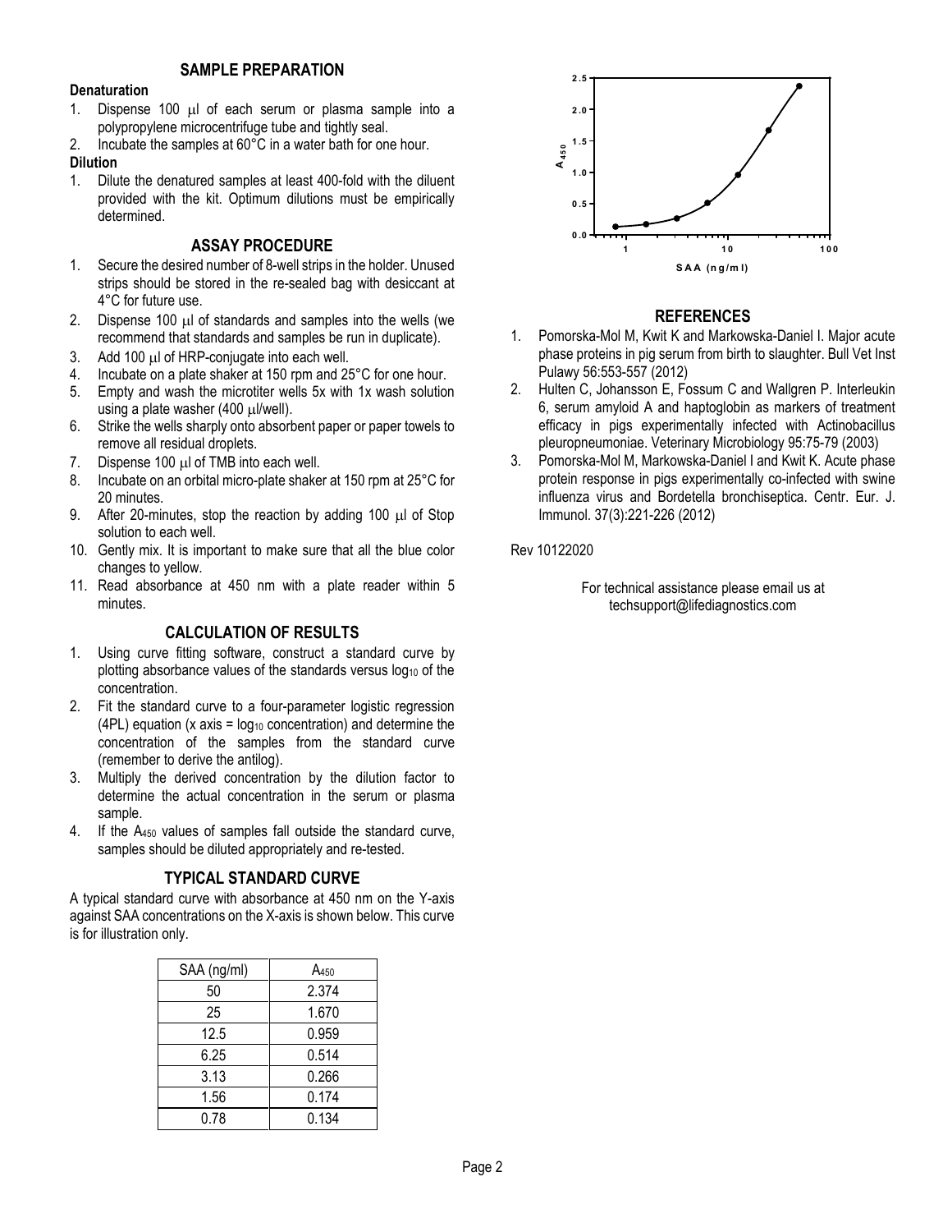## SAMPLE PREPARATION

**Denaturation**

1. Dispense 100 μl of each serum or plasma sample into a polypropylene microcentrifuge tube and tightly seal.
2. Incubate the samples at 60°C in a water bath for one hour.

**Dilution**

1. Dilute the denatured samples at least 400-fold with the diluent provided with the kit. Optimum dilutions must be empirically determined.

## ASSAY PROCEDURE

1. Secure the desired number of 8-well strips in the holder. Unused strips should be stored in the re-sealed bag with desiccant at 4°C for future use.
2. Dispense 100 μl of standards and samples into the wells (we recommend that standards and samples be run in duplicate).
3. Add 100 μl of HRP-conjugate into each well.
4. Incubate on a plate shaker at 150 rpm and 25°C for one hour.
5. Empty and wash the microtiter wells 5x with 1x wash solution using a plate washer (400 μl/well).
6. Strike the wells sharply onto absorbent paper or paper towels to remove all residual droplets.
7. Dispense 100 μl of TMB into each well.
8. Incubate on an orbital micro-plate shaker at 150 rpm at 25°C for 20 minutes.
9. After 20-minutes, stop the reaction by adding 100 μl of Stop solution to each well.
10. Gently mix. It is important to make sure that all the blue color changes to yellow.
11. Read absorbance at 450 nm with a plate reader within 5 minutes.

## CALCULATION OF RESULTS

1. Using curve fitting software, construct a standard curve by plotting absorbance values of the standards versus $\log_{10}$ of the concentration.
2. Fit the standard curve to a four-parameter logistic regression (4PL) equation (x axis = $\log_{10}$ concentration) and determine the concentration of the samples from the standard curve (remember to derive the antilog).
3. Multiply the derived concentration by the dilution factor to determine the actual concentration in the serum or plasma sample.
4. If the $A_{450}$ values of samples fall outside the standard curve, samples should be diluted appropriately and re-tested.

## TYPICAL STANDARD CURVE

A typical standard curve with absorbance at 450 nm on the Y-axis against SAA concentrations on the X-axis is shown below. This curve is for illustration only.

| SAA (ng/ml) | $A_{450}$ |
|---|---|
| 50 | 2.374 |
| 25 | 1.670 |
| 12.5 | 0.959 |
| 6.25 | 0.514 |
| 3.13 | 0.266 |
| 1.56 | 0.174 |
| 0.78 | 0.134 |

$A_{450}$

2.5
2.0
1.5
1.0
0.5
0.0

1
10
100

SAA (ng/ml)

## REFERENCES

1. Pomorska-Mol M, Kwit K and Markowska-Daniel I. Major acute phase proteins in pig serum from birth to slaughter. Bull Vet Inst Pulawy 56:553-557 (2012)
2. Hulten C, Johansson E, Fossum C and Wallgren P. Interleukin 6, serum amyloid A and haptoglobin as markers of treatment efficacy in pigs experimentally infected with Actinobacillus pleuropneumoniae. Veterinary Microbiology 95:75-79 (2003)
3. Pomorska-Mol M, Markowska-Daniel I and Kwit K. Acute phase protein response in pigs experimentally co-infected with swine influenza virus and Bordetella bronchiseptica. Centr. Eur. J. Immunol. 37(3):221-226 (2012)

Rev 10122020

For technical assistance please email us at techsupport@lifediagnostics.com